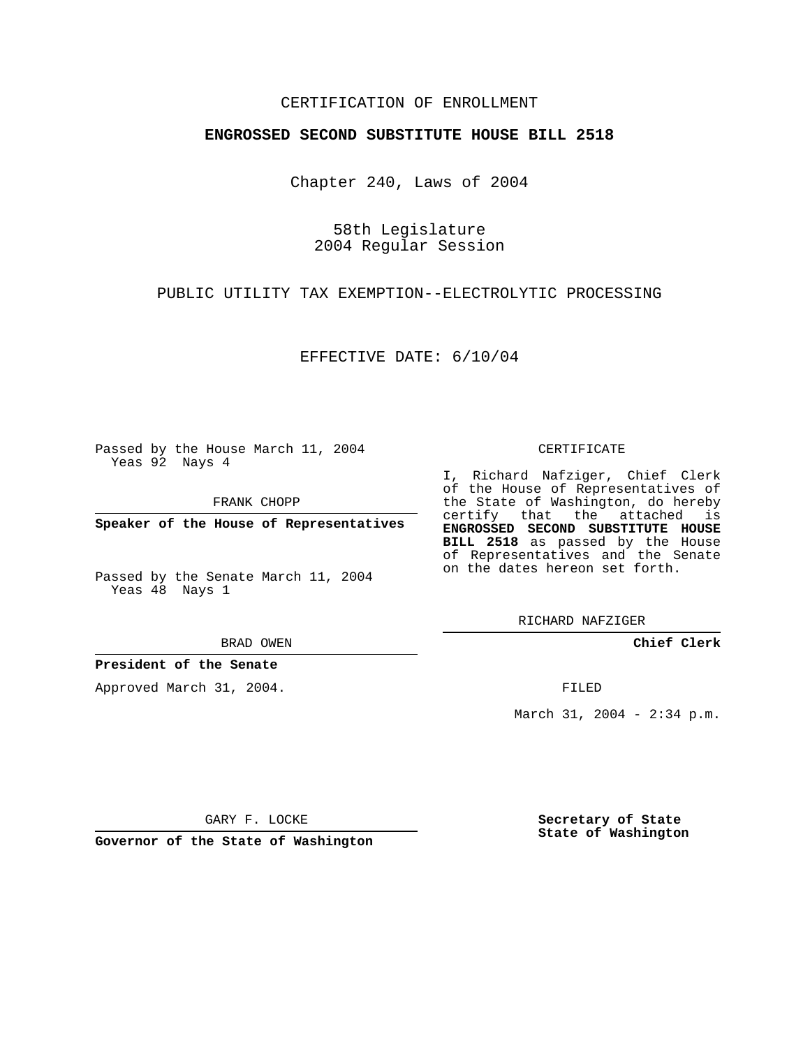CERTIFICATION OF ENROLLMENT

**ENGROSSED SECOND SUBSTITUTE HOUSE BILL 2518**

Chapter 240, Laws of 2004

58th Legislature
2004 Regular Session

PUBLIC UTILITY TAX EXEMPTION--ELECTROLYTIC PROCESSING

EFFECTIVE DATE: 6/10/04

Passed by the House March 11, 2004
Yeas 92 Nays 4

FRANK CHOPP

**Speaker of the House of Representatives**

Passed by the Senate March 11, 2004
Yeas 48 Nays 1

BRAD OWEN

**President of the Senate**

Approved March 31, 2004.

GARY F. LOCKE

**Governor of the State of Washington**

CERTIFICATE

I, Richard Nafziger, Chief Clerk of the House of Representatives of the State of Washington, do hereby certify that the attached is **ENGROSSED SECOND SUBSTITUTE HOUSE BILL 2518** as passed by the House of Representatives and the Senate on the dates hereon set forth.

RICHARD NAFZIGER

**Chief Clerk**

FILED

March 31, 2004 - 2:34 p.m.

**Secretary of State**
**State of Washington**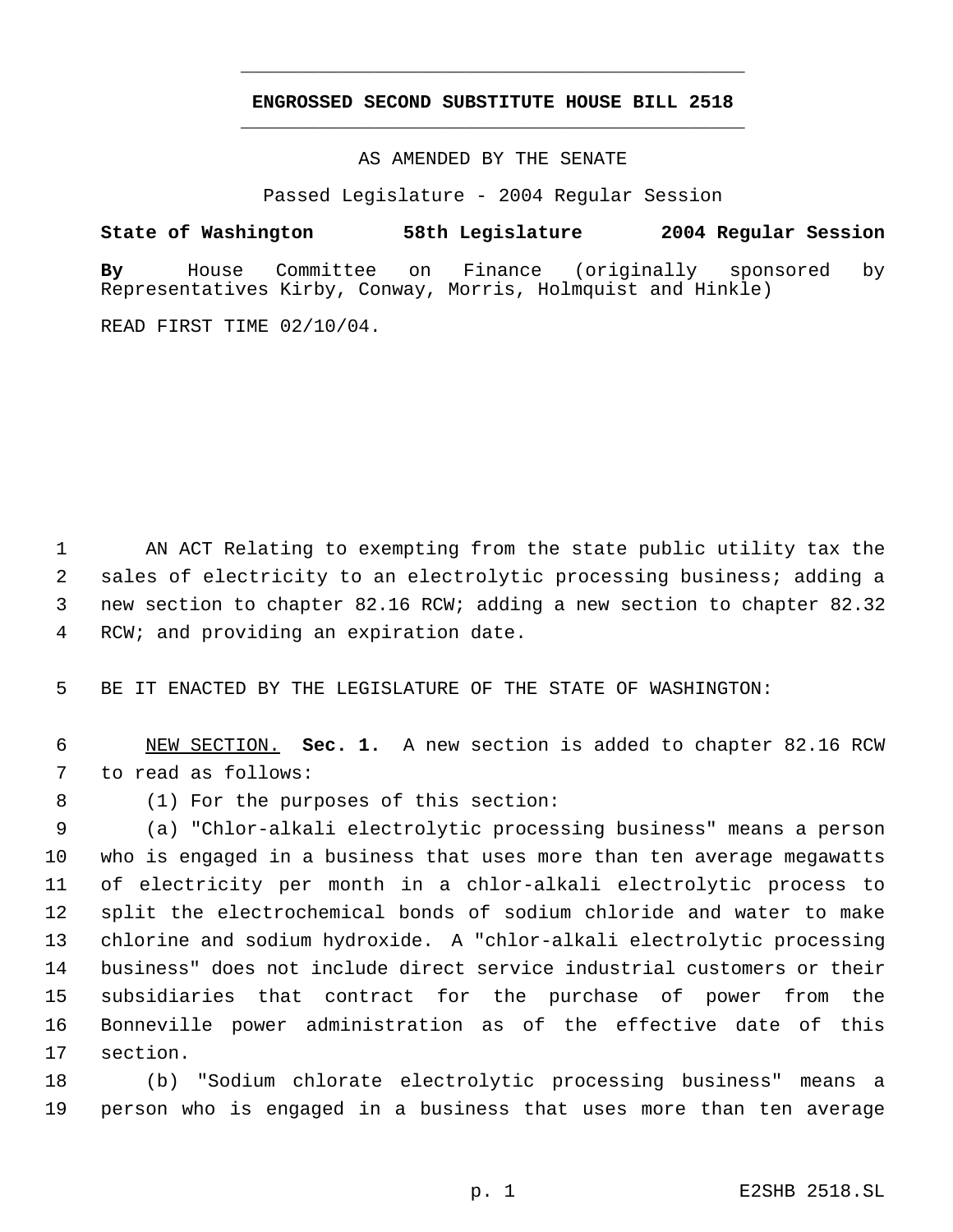# ENGROSSED SECOND SUBSTITUTE HOUSE BILL 2518

AS AMENDED BY THE SENATE

Passed Legislature - 2004 Regular Session

**State of Washington 58th Legislature 2004 Regular Session**

**By** House Committee on Finance (originally sponsored by Representatives Kirby, Conway, Morris, Holmquist and Hinkle)

READ FIRST TIME 02/10/04.

AN ACT Relating to exempting from the state public utility tax the sales of electricity to an electrolytic processing business; adding a new section to chapter 82.16 RCW; adding a new section to chapter 82.32 RCW; and providing an expiration date.

BE IT ENACTED BY THE LEGISLATURE OF THE STATE OF WASHINGTON:

NEW SECTION. **Sec. 1.** A new section is added to chapter 82.16 RCW to read as follows:

(1) For the purposes of this section:

(a) "Chlor-alkali electrolytic processing business" means a person who is engaged in a business that uses more than ten average megawatts of electricity per month in a chlor-alkali electrolytic process to split the electrochemical bonds of sodium chloride and water to make chlorine and sodium hydroxide. A "chlor-alkali electrolytic processing business" does not include direct service industrial customers or their subsidiaries that contract for the purchase of power from the Bonneville power administration as of the effective date of this section.

(b) "Sodium chlorate electrolytic processing business" means a person who is engaged in a business that uses more than ten average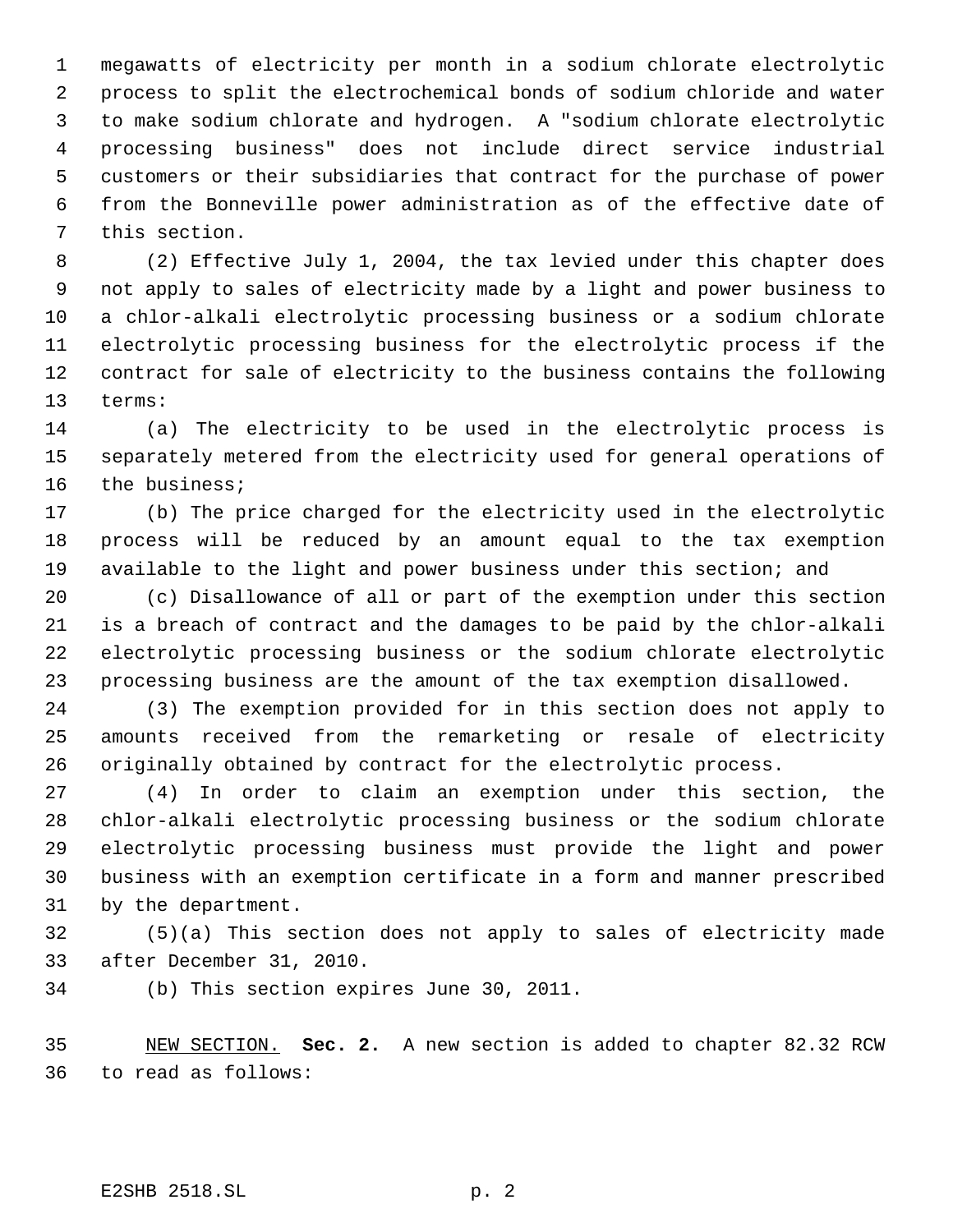megawatts of electricity per month in a sodium chlorate electrolytic process to split the electrochemical bonds of sodium chloride and water to make sodium chlorate and hydrogen. A "sodium chlorate electrolytic processing business" does not include direct service industrial customers or their subsidiaries that contract for the purchase of power from the Bonneville power administration as of the effective date of this section.

(2) Effective July 1, 2004, the tax levied under this chapter does not apply to sales of electricity made by a light and power business to a chlor-alkali electrolytic processing business or a sodium chlorate electrolytic processing business for the electrolytic process if the contract for sale of electricity to the business contains the following terms:

(a) The electricity to be used in the electrolytic process is separately metered from the electricity used for general operations of the business;

(b) The price charged for the electricity used in the electrolytic process will be reduced by an amount equal to the tax exemption available to the light and power business under this section; and

(c) Disallowance of all or part of the exemption under this section is a breach of contract and the damages to be paid by the chlor-alkali electrolytic processing business or the sodium chlorate electrolytic processing business are the amount of the tax exemption disallowed.

(3) The exemption provided for in this section does not apply to amounts received from the remarketing or resale of electricity originally obtained by contract for the electrolytic process.

(4) In order to claim an exemption under this section, the chlor-alkali electrolytic processing business or the sodium chlorate electrolytic processing business must provide the light and power business with an exemption certificate in a form and manner prescribed by the department.

(5)(a) This section does not apply to sales of electricity made after December 31, 2010.

(b) This section expires June 30, 2011.

NEW SECTION. **Sec. 2.** A new section is added to chapter 82.32 RCW to read as follows: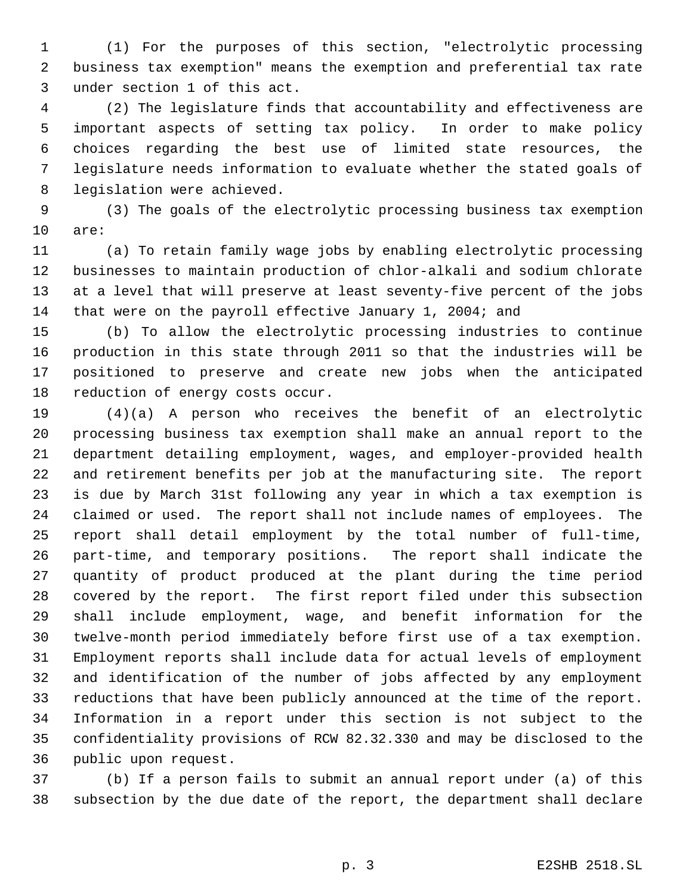(1) For the purposes of this section, "electrolytic processing business tax exemption" means the exemption and preferential tax rate under section 1 of this act.

(2) The legislature finds that accountability and effectiveness are important aspects of setting tax policy. In order to make policy choices regarding the best use of limited state resources, the legislature needs information to evaluate whether the stated goals of legislation were achieved.

(3) The goals of the electrolytic processing business tax exemption are:

(a) To retain family wage jobs by enabling electrolytic processing businesses to maintain production of chlor-alkali and sodium chlorate at a level that will preserve at least seventy-five percent of the jobs that were on the payroll effective January 1, 2004; and

(b) To allow the electrolytic processing industries to continue production in this state through 2011 so that the industries will be positioned to preserve and create new jobs when the anticipated reduction of energy costs occur.

(4)(a) A person who receives the benefit of an electrolytic processing business tax exemption shall make an annual report to the department detailing employment, wages, and employer-provided health and retirement benefits per job at the manufacturing site. The report is due by March 31st following any year in which a tax exemption is claimed or used. The report shall not include names of employees. The report shall detail employment by the total number of full-time, part-time, and temporary positions. The report shall indicate the quantity of product produced at the plant during the time period covered by the report. The first report filed under this subsection shall include employment, wage, and benefit information for the twelve-month period immediately before first use of a tax exemption. Employment reports shall include data for actual levels of employment and identification of the number of jobs affected by any employment reductions that have been publicly announced at the time of the report. Information in a report under this section is not subject to the confidentiality provisions of RCW 82.32.330 and may be disclosed to the public upon request.

(b) If a person fails to submit an annual report under (a) of this subsection by the due date of the report, the department shall declare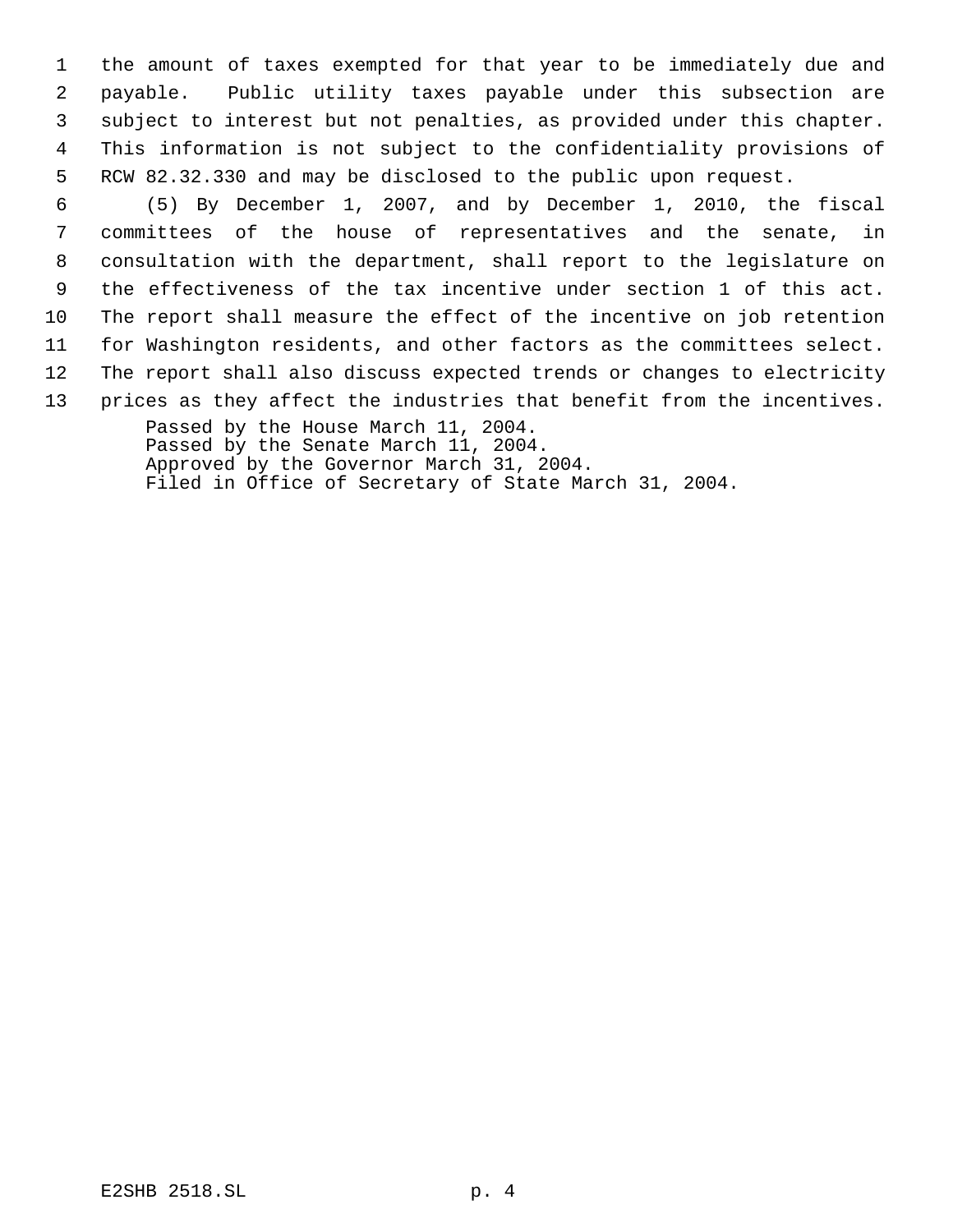the amount of taxes exempted for that year to be immediately due and payable. Public utility taxes payable under this subsection are subject to interest but not penalties, as provided under this chapter. This information is not subject to the confidentiality provisions of RCW 82.32.330 and may be disclosed to the public upon request.

(5) By December 1, 2007, and by December 1, 2010, the fiscal committees of the house of representatives and the senate, in consultation with the department, shall report to the legislature on the effectiveness of the tax incentive under section 1 of this act. The report shall measure the effect of the incentive on job retention for Washington residents, and other factors as the committees select. The report shall also discuss expected trends or changes to electricity prices as they affect the industries that benefit from the incentives.

Passed by the House March 11, 2004.
Passed by the Senate March 11, 2004.
Approved by the Governor March 31, 2004.
Filed in Office of Secretary of State March 31, 2004.